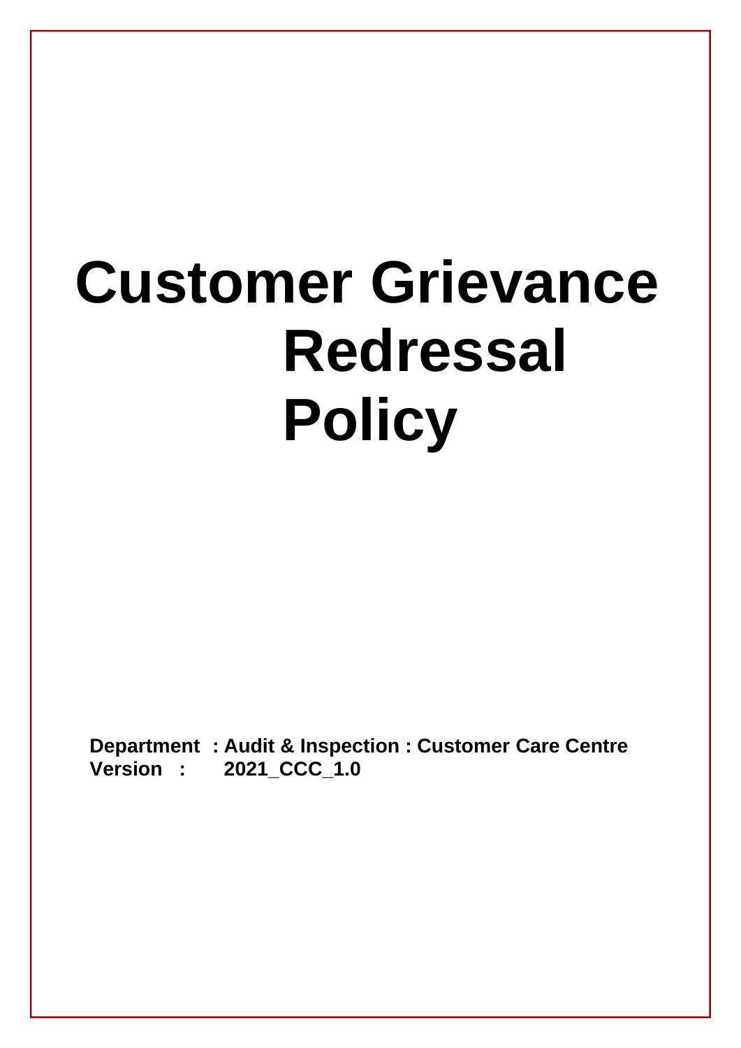# Customer Grievance Redressal Policy

**Department : Audit & Inspection : Customer Care Centre**
**Version : 2021_CCC_1.0**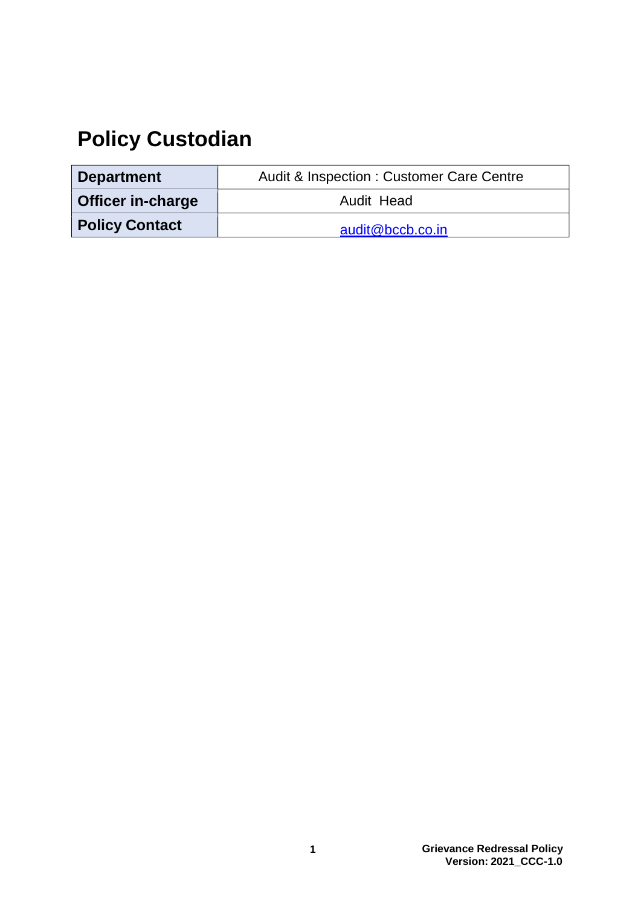# Policy Custodian

| Department | Audit & Inspection : Customer Care Centre |
|---|---|
| Officer in-charge | Audit Head |
| Policy Contact | audit@bccb.co.in |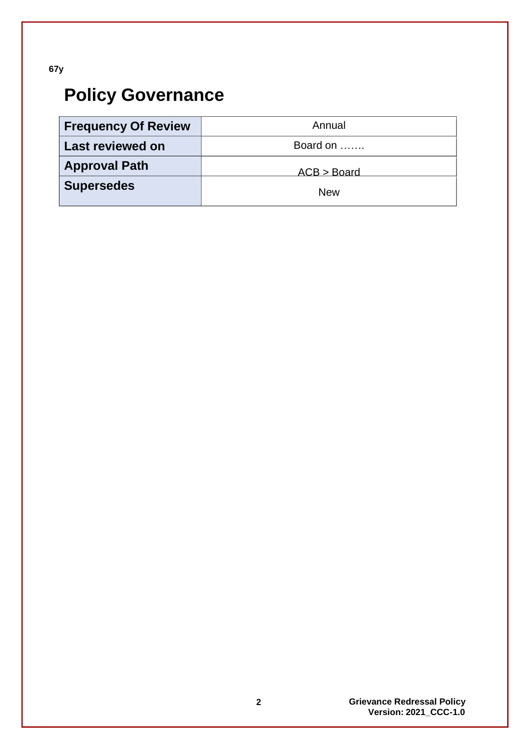67y

# Policy Governance

| Frequency Of Review | Annual |
|---|---|
| Last reviewed on | Board on ……. |
| Approval Path | ACB > Board |
| Supersedes | New |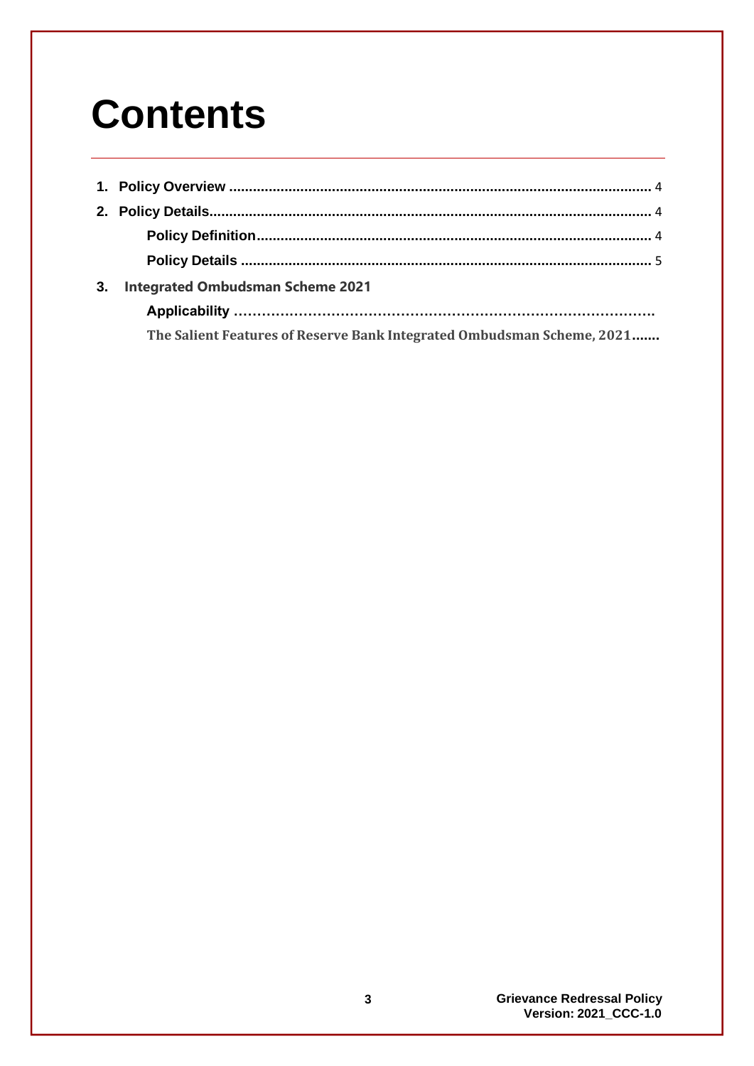# Contents

1. **Policy Overview** ........................................................................................................ 4
2. **Policy Details**............................................................................................................. 4
    - **Policy Definition**.................................................................................................. 4
    - **Policy Details** ...................................................................................................... 5
3. **Integrated Ombudsman Scheme 2021**
    - **Applicability** ……………………………………………………………………………….
    - **The Salient Features of Reserve Bank Integrated Ombudsman Scheme, 2021…….**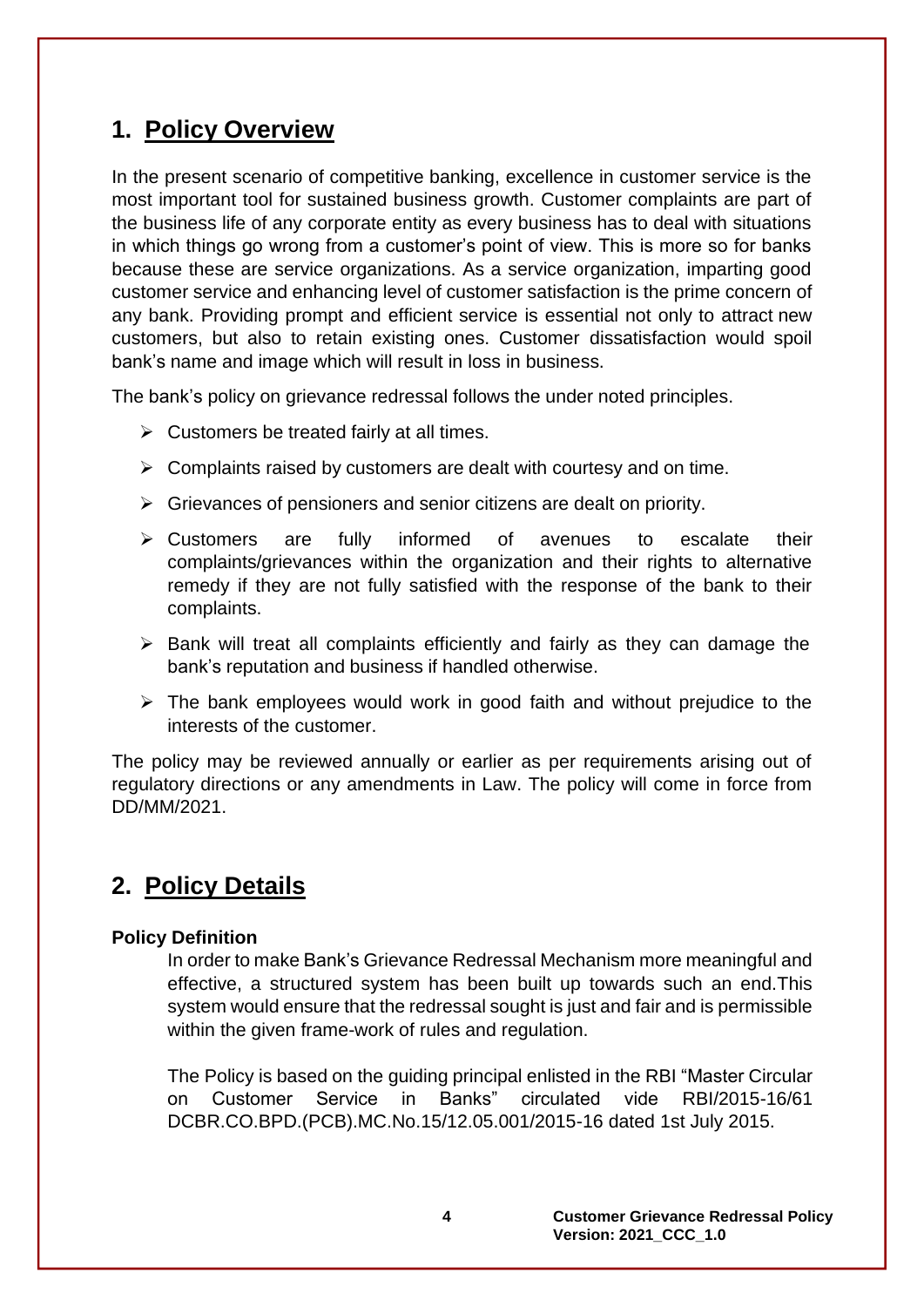## 1. Policy Overview

In the present scenario of competitive banking, excellence in customer service is the most important tool for sustained business growth. Customer complaints are part of the business life of any corporate entity as every business has to deal with situations in which things go wrong from a customer's point of view. This is more so for banks because these are service organizations. As a service organization, imparting good customer service and enhancing level of customer satisfaction is the prime concern of any bank. Providing prompt and efficient service is essential not only to attract new customers, but also to retain existing ones. Customer dissatisfaction would spoil bank's name and image which will result in loss in business.

The bank's policy on grievance redressal follows the under noted principles.

- Customers be treated fairly at all times.
- Complaints raised by customers are dealt with courtesy and on time.
- Grievances of pensioners and senior citizens are dealt on priority.
- Customers are fully informed of avenues to escalate their complaints/grievances within the organization and their rights to alternative remedy if they are not fully satisfied with the response of the bank to their complaints.
- Bank will treat all complaints efficiently and fairly as they can damage the bank's reputation and business if handled otherwise.
- The bank employees would work in good faith and without prejudice to the interests of the customer.

The policy may be reviewed annually or earlier as per requirements arising out of regulatory directions or any amendments in Law. The policy will come in force from DD/MM/2021.

## 2. Policy Details

**Policy Definition**

In order to make Bank's Grievance Redressal Mechanism more meaningful and effective, a structured system has been built up towards such an end.This system would ensure that the redressal sought is just and fair and is permissible within the given frame-work of rules and regulation.

The Policy is based on the guiding principal enlisted in the RBI "Master Circular on Customer Service in Banks" circulated vide RBI/2015-16/61 DCBR.CO.BPD.(PCB).MC.No.15/12.05.001/2015-16 dated 1st July 2015.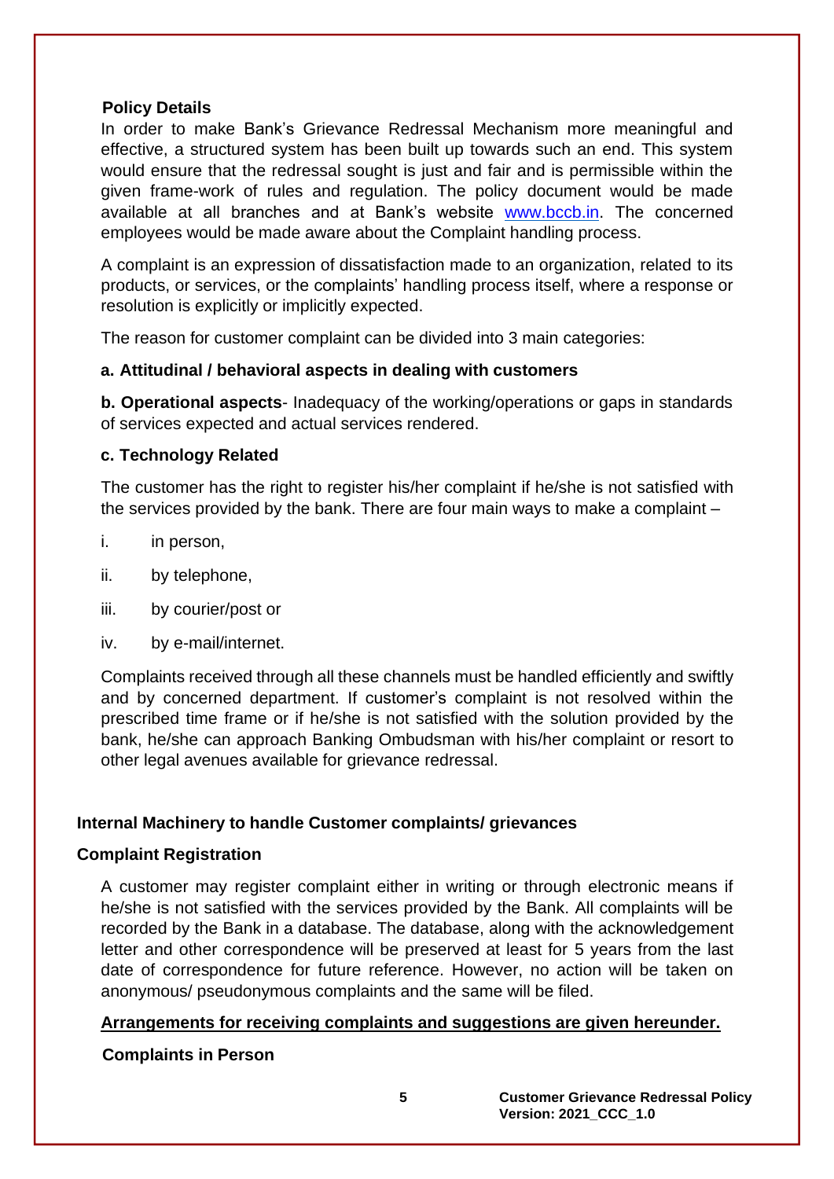**Policy Details**

In order to make Bank's Grievance Redressal Mechanism more meaningful and effective, a structured system has been built up towards such an end. This system would ensure that the redressal sought is just and fair and is permissible within the given frame-work of rules and regulation. The policy document would be made available at all branches and at Bank's website [www.bccb.in](http://www.bccb.in). The concerned employees would be made aware about the Complaint handling process.

A complaint is an expression of dissatisfaction made to an organization, related to its products, or services, or the complaints' handling process itself, where a response or resolution is explicitly or implicitly expected.

The reason for customer complaint can be divided into 3 main categories:

**a. Attitudinal / behavioral aspects in dealing with customers**

**b. Operational aspects**- Inadequacy of the working/operations or gaps in standards of services expected and actual services rendered.

**c. Technology Related**

The customer has the right to register his/her complaint if he/she is not satisfied with the services provided by the bank. There are four main ways to make a complaint –

i. in person,

ii. by telephone,

iii. by courier/post or

iv. by e-mail/internet.

Complaints received through all these channels must be handled efficiently and swiftly and by concerned department. If customer's complaint is not resolved within the prescribed time frame or if he/she is not satisfied with the solution provided by the bank, he/she can approach Banking Ombudsman with his/her complaint or resort to other legal avenues available for grievance redressal.

**Internal Machinery to handle Customer complaints/ grievances**

**Complaint Registration**

A customer may register complaint either in writing or through electronic means if he/she is not satisfied with the services provided by the Bank. All complaints will be recorded by the Bank in a database. The database, along with the acknowledgement letter and other correspondence will be preserved at least for 5 years from the last date of correspondence for future reference. However, no action will be taken on anonymous/ pseudonymous complaints and the same will be filed.

**Arrangements for receiving complaints and suggestions are given hereunder.**

**Complaints in Person**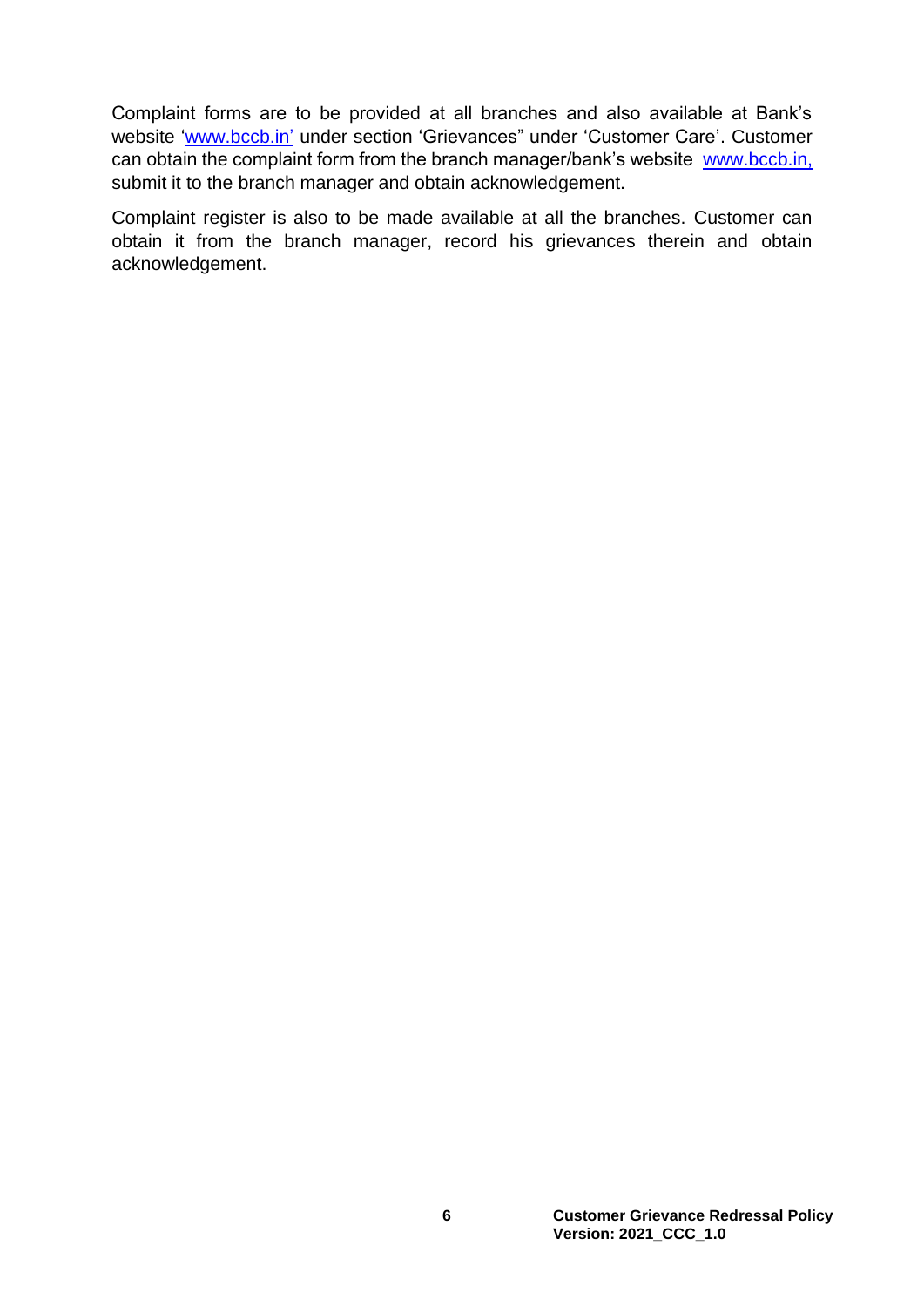Complaint forms are to be provided at all branches and also available at Bank's website 'www.bccb.in' under section 'Grievances" under 'Customer Care'. Customer can obtain the complaint form from the branch manager/bank's website www.bccb.in, submit it to the branch manager and obtain acknowledgement.

Complaint register is also to be made available at all the branches. Customer can obtain it from the branch manager, record his grievances therein and obtain acknowledgement.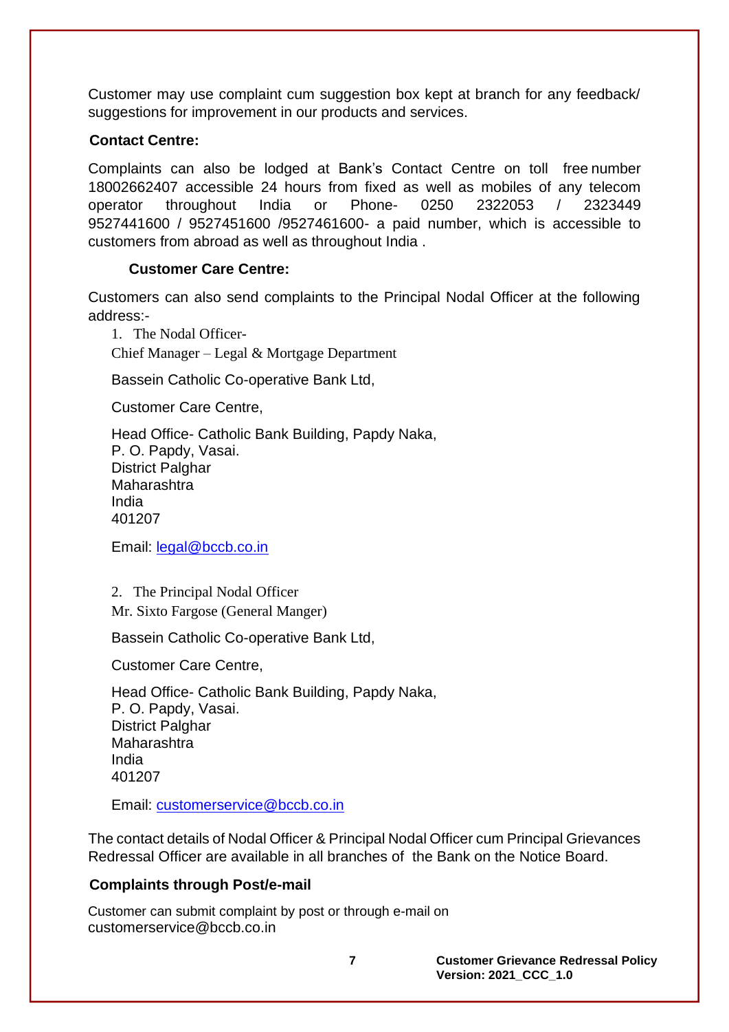Customer may use complaint cum suggestion box kept at branch for any feedback/ suggestions for improvement in our products and services.

**Contact Centre:**

Complaints can also be lodged at Bank's Contact Centre on toll free number 18002662407 accessible 24 hours from fixed as well as mobiles of any telecom operator throughout India or Phone- 0250 2322053 / 2323449 9527441600 / 9527451600 /9527461600- a paid number, which is accessible to customers from abroad as well as throughout India .

**Customer Care Centre:**

Customers can also send complaints to the Principal Nodal Officer at the following address:-

1. The Nodal Officer-

   Chief Manager – Legal & Mortgage Department

   Bassein Catholic Co-operative Bank Ltd,

   Customer Care Centre,

   Head Office- Catholic Bank Building, Papdy Naka,
   P. O. Papdy, Vasai.
   District Palghar
   Maharashtra
   India
   401207

   Email: legal@bccb.co.in

2. The Principal Nodal Officer

   Mr. Sixto Fargose (General Manger)

   Bassein Catholic Co-operative Bank Ltd,

   Customer Care Centre,

   Head Office- Catholic Bank Building, Papdy Naka,
   P. O. Papdy, Vasai.
   District Palghar
   Maharashtra
   India
   401207

   Email: customerservice@bccb.co.in

The contact details of Nodal Officer & Principal Nodal Officer cum Principal Grievances Redressal Officer are available in all branches of the Bank on the Notice Board.

**Complaints through Post/e-mail**

Customer can submit complaint by post or through e-mail on customerservice@bccb.co.in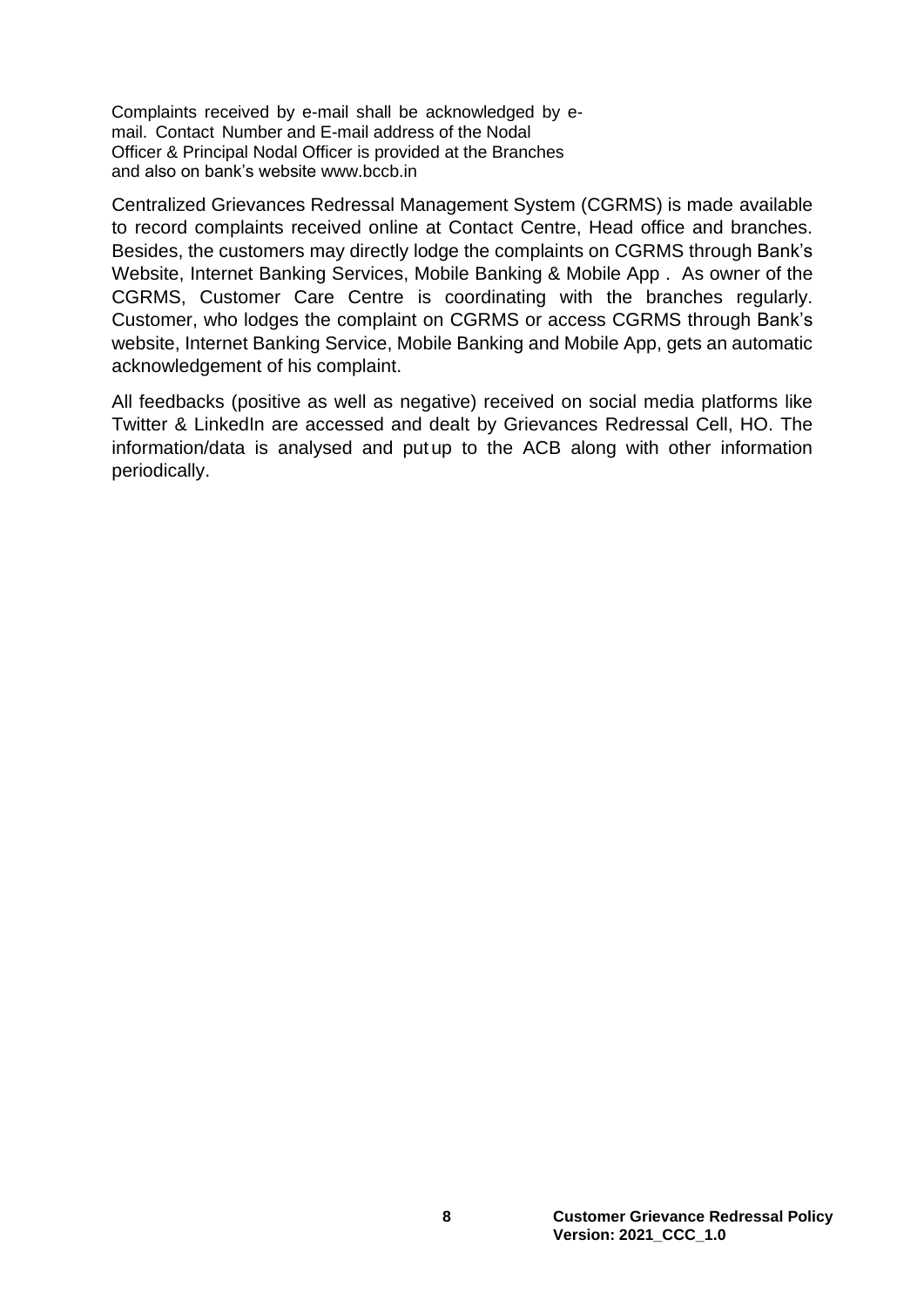Complaints received by e-mail shall be acknowledged by e-mail. Contact Number and E-mail address of the Nodal Officer & Principal Nodal Officer is provided at the Branches and also on bank's website www.bccb.in

Centralized Grievances Redressal Management System (CGRMS) is made available to record complaints received online at Contact Centre, Head office and branches. Besides, the customers may directly lodge the complaints on CGRMS through Bank's Website, Internet Banking Services, Mobile Banking & Mobile App . As owner of the CGRMS, Customer Care Centre is coordinating with the branches regularly. Customer, who lodges the complaint on CGRMS or access CGRMS through Bank's website, Internet Banking Service, Mobile Banking and Mobile App, gets an automatic acknowledgement of his complaint.

All feedbacks (positive as well as negative) received on social media platforms like Twitter & LinkedIn are accessed and dealt by Grievances Redressal Cell, HO. The information/data is analysed and put up to the ACB along with other information periodically.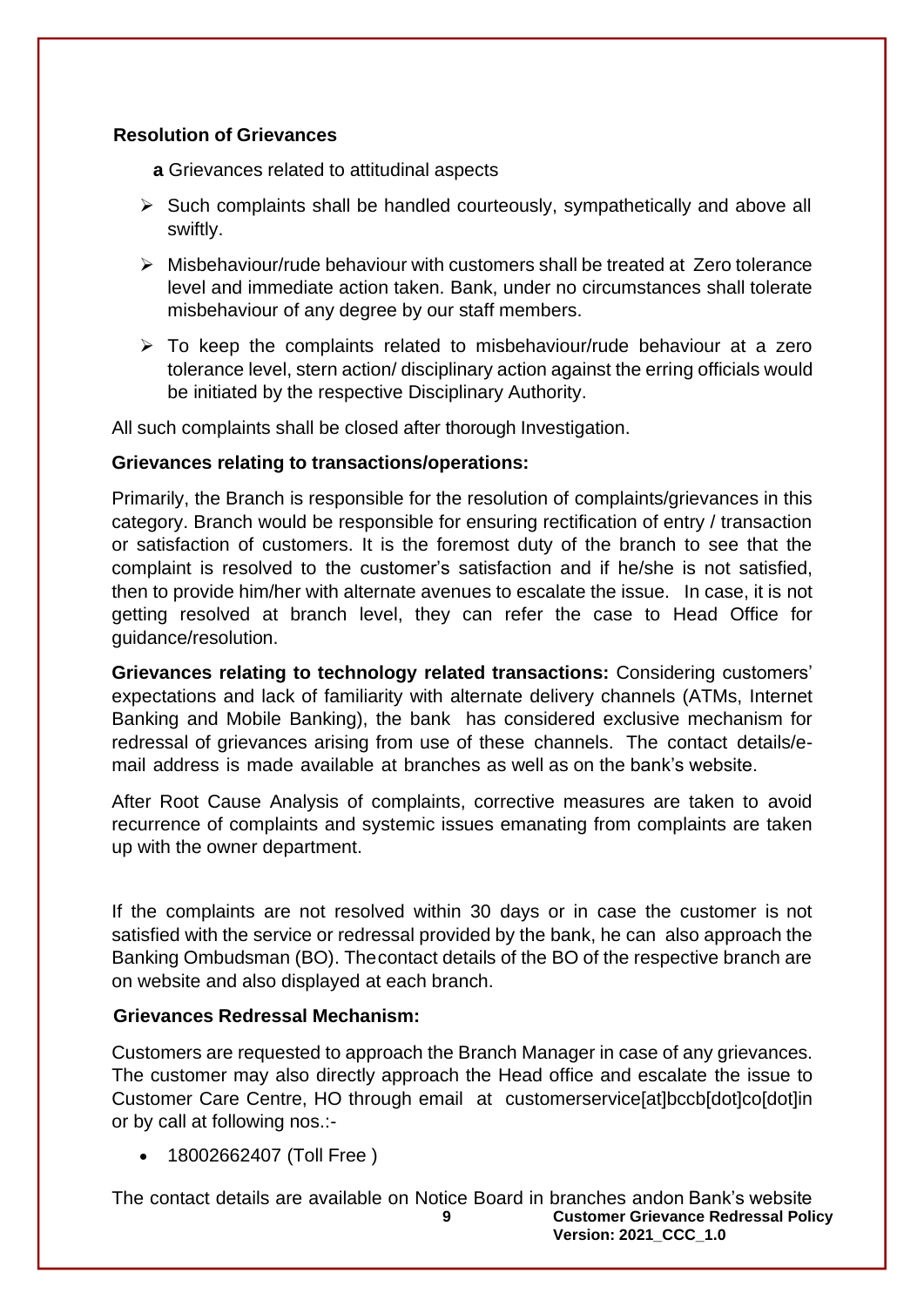### Resolution of Grievances

**a** Grievances related to attitudinal aspects

- Such complaints shall be handled courteously, sympathetically and above all swiftly.
- Misbehaviour/rude behaviour with customers shall be treated at Zero tolerance level and immediate action taken. Bank, under no circumstances shall tolerate misbehaviour of any degree by our staff members.
- To keep the complaints related to misbehaviour/rude behaviour at a zero tolerance level, stern action/ disciplinary action against the erring officials would be initiated by the respective Disciplinary Authority.

All such complaints shall be closed after thorough Investigation.

**Grievances relating to transactions/operations:**

Primarily, the Branch is responsible for the resolution of complaints/grievances in this category. Branch would be responsible for ensuring rectification of entry / transaction or satisfaction of customers. It is the foremost duty of the branch to see that the complaint is resolved to the customer's satisfaction and if he/she is not satisfied, then to provide him/her with alternate avenues to escalate the issue. In case, it is not getting resolved at branch level, they can refer the case to Head Office for guidance/resolution.

**Grievances relating to technology related transactions:** Considering customers' expectations and lack of familiarity with alternate delivery channels (ATMs, Internet Banking and Mobile Banking), the bank has considered exclusive mechanism for redressal of grievances arising from use of these channels. The contact details/e-mail address is made available at branches as well as on the bank's website.

After Root Cause Analysis of complaints, corrective measures are taken to avoid recurrence of complaints and systemic issues emanating from complaints are taken up with the owner department.

If the complaints are not resolved within 30 days or in case the customer is not satisfied with the service or redressal provided by the bank, he can also approach the Banking Ombudsman (BO). Thecontact details of the BO of the respective branch are on website and also displayed at each branch.

**Grievances Redressal Mechanism:**

Customers are requested to approach the Branch Manager in case of any grievances. The customer may also directly approach the Head office and escalate the issue to Customer Care Centre, HO through email at customerservice[at]bccb[dot]co[dot]in or by call at following nos.:-

- 18002662407 (Toll Free )

The contact details are available on Notice Board in branches andon Bank's website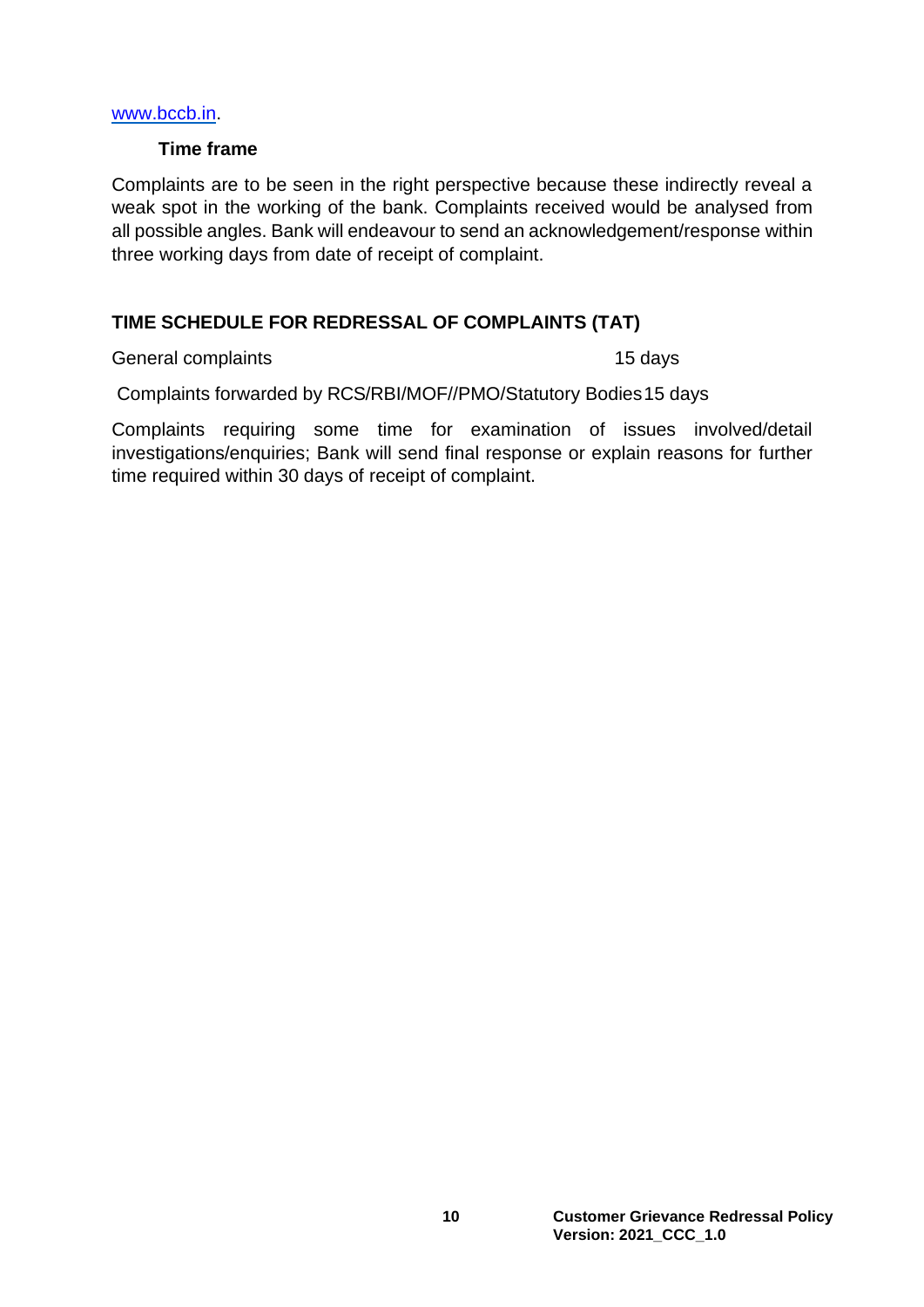www.bccb.in.

### Time frame

Complaints are to be seen in the right perspective because these indirectly reveal a weak spot in the working of the bank. Complaints received would be analysed from all possible angles. Bank will endeavour to send an acknowledgement/response within three working days from date of receipt of complaint.

## TIME SCHEDULE FOR REDRESSAL OF COMPLAINTS (TAT)

| | |
|---|---|
| General complaints | 15 days |
| Complaints forwarded by RCS/RBI/MOF//PMO/Statutory Bodies | 15 days |

Complaints requiring some time for examination of issues involved/detail investigations/enquiries; Bank will send final response or explain reasons for further time required within 30 days of receipt of complaint.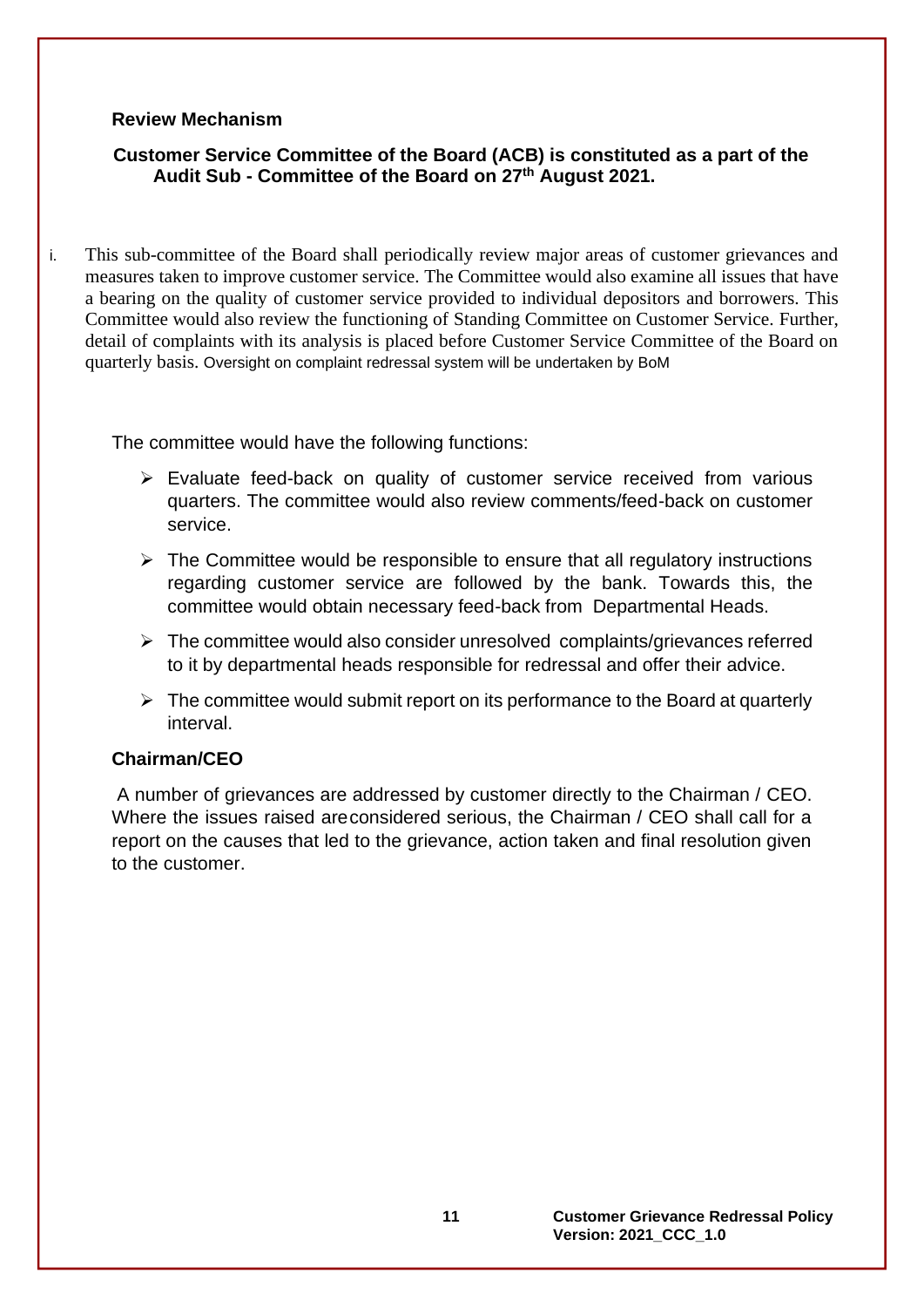## Review Mechanism

**Customer Service Committee of the Board (ACB) is constituted as a part of the Audit Sub - Committee of the Board on 27th August 2021.**

i. This sub-committee of the Board shall periodically review major areas of customer grievances and measures taken to improve customer service. The Committee would also examine all issues that have a bearing on the quality of customer service provided to individual depositors and borrowers. This Committee would also review the functioning of Standing Committee on Customer Service. Further, detail of complaints with its analysis is placed before Customer Service Committee of the Board on quarterly basis. Oversight on complaint redressal system will be undertaken by BoM

The committee would have the following functions:

- Evaluate feed-back on quality of customer service received from various quarters. The committee would also review comments/feed-back on customer service.
- The Committee would be responsible to ensure that all regulatory instructions regarding customer service are followed by the bank. Towards this, the committee would obtain necessary feed-back from Departmental Heads.
- The committee would also consider unresolved complaints/grievances referred to it by departmental heads responsible for redressal and offer their advice.
- The committee would submit report on its performance to the Board at quarterly interval.

## Chairman/CEO

A number of grievances are addressed by customer directly to the Chairman / CEO. Where the issues raised areconsidered serious, the Chairman / CEO shall call for a report on the causes that led to the grievance, action taken and final resolution given to the customer.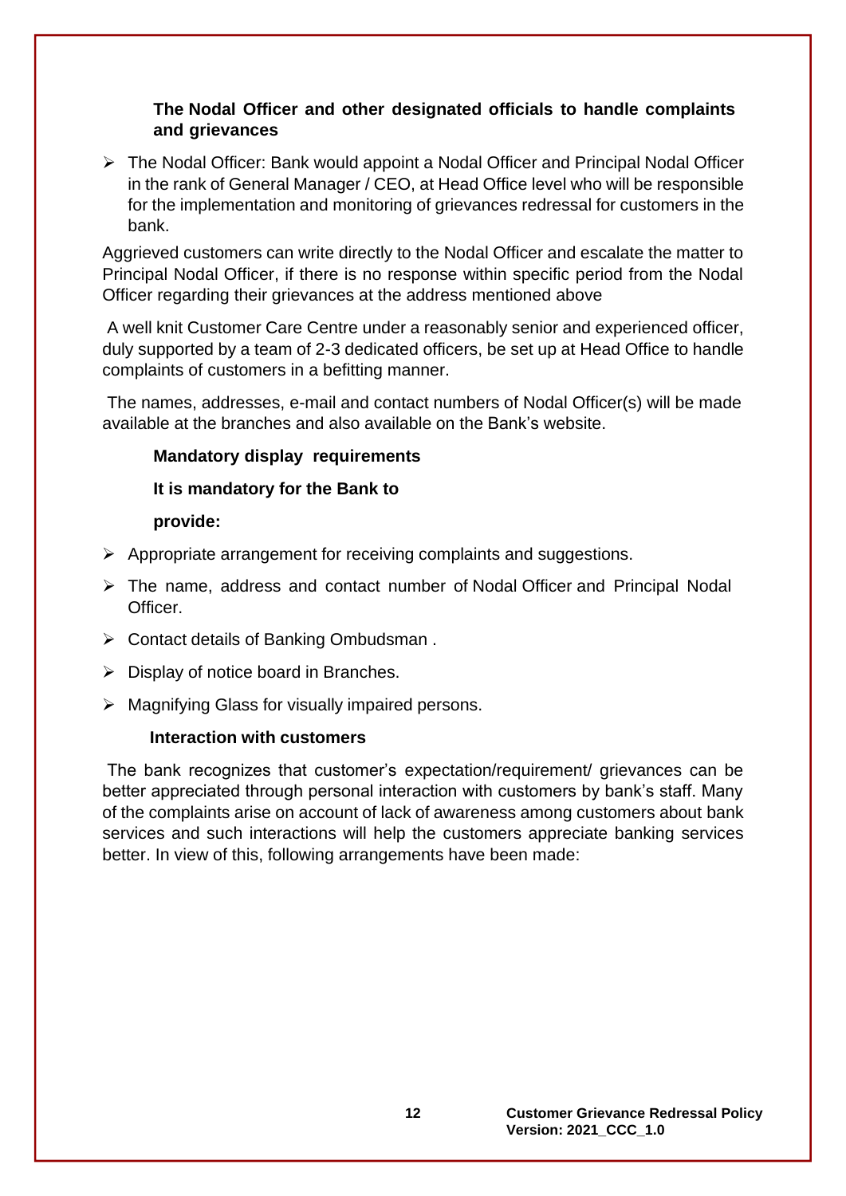### The Nodal Officer and other designated officials to handle complaints and grievances

- The Nodal Officer: Bank would appoint a Nodal Officer and Principal Nodal Officer in the rank of General Manager / CEO, at Head Office level who will be responsible for the implementation and monitoring of grievances redressal for customers in the bank.

Aggrieved customers can write directly to the Nodal Officer and escalate the matter to Principal Nodal Officer, if there is no response within specific period from the Nodal Officer regarding their grievances at the address mentioned above

A well knit Customer Care Centre under a reasonably senior and experienced officer, duly supported by a team of 2-3 dedicated officers, be set up at Head Office to handle complaints of customers in a befitting manner.

The names, addresses, e-mail and contact numbers of Nodal Officer(s) will be made available at the branches and also available on the Bank's website.

### Mandatory display requirements

**It is mandatory for the Bank to provide:**

- Appropriate arrangement for receiving complaints and suggestions.
- The name, address and contact number of Nodal Officer and Principal Nodal Officer.
- Contact details of Banking Ombudsman .
- Display of notice board in Branches.
- Magnifying Glass for visually impaired persons.

### Interaction with customers

The bank recognizes that customer's expectation/requirement/ grievances can be better appreciated through personal interaction with customers by bank's staff. Many of the complaints arise on account of lack of awareness among customers about bank services and such interactions will help the customers appreciate banking services better. In view of this, following arrangements have been made: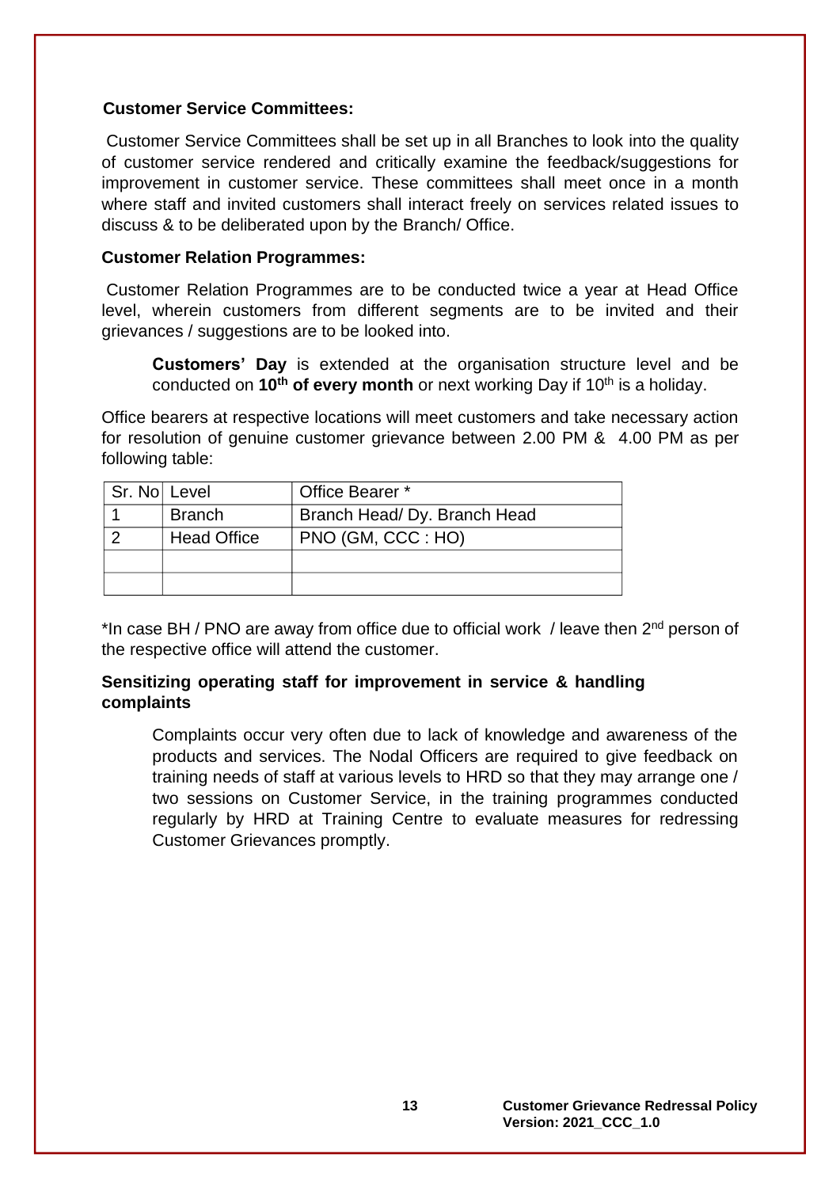**Customer Service Committees:**

Customer Service Committees shall be set up in all Branches to look into the quality of customer service rendered and critically examine the feedback/suggestions for improvement in customer service. These committees shall meet once in a month where staff and invited customers shall interact freely on services related issues to discuss & to be deliberated upon by the Branch/ Office.

**Customer Relation Programmes:**

Customer Relation Programmes are to be conducted twice a year at Head Office level, wherein customers from different segments are to be invited and their grievances / suggestions are to be looked into.

**Customers' Day** is extended at the organisation structure level and be conducted on **10th of every month** or next working Day if 10th is a holiday.

Office bearers at respective locations will meet customers and take necessary action for resolution of genuine customer grievance between 2.00 PM & 4.00 PM as per following table:

| Sr. No | Level | Office Bearer * |
|---|---|---|
| 1 | Branch | Branch Head/ Dy. Branch Head |
| 2 | Head Office | PNO (GM, CCC : HO) |
| | | |
| | | |

*In case BH / PNO are away from office due to official work / leave then 2nd person of the respective office will attend the customer.

**Sensitizing operating staff for improvement in service & handling complaints**

Complaints occur very often due to lack of knowledge and awareness of the products and services. The Nodal Officers are required to give feedback on training needs of staff at various levels to HRD so that they may arrange one / two sessions on Customer Service, in the training programmes conducted regularly by HRD at Training Centre to evaluate measures for redressing Customer Grievances promptly.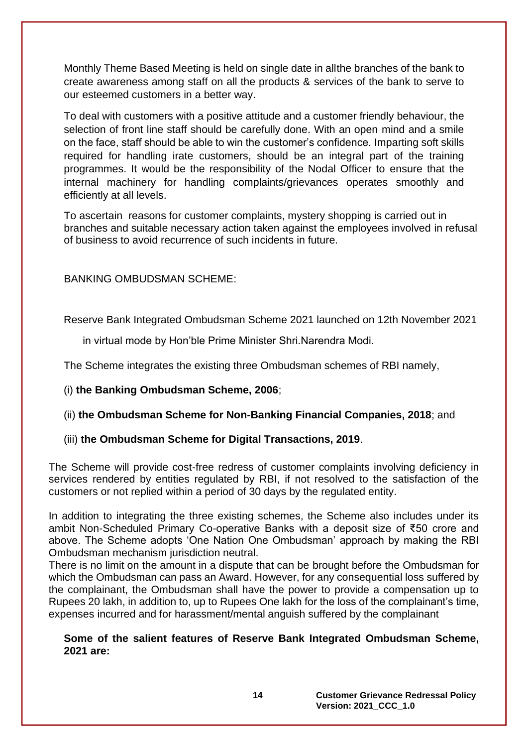Monthly Theme Based Meeting is held on single date in allthe branches of the bank to create awareness among staff on all the products & services of the bank to serve to our esteemed customers in a better way.

To deal with customers with a positive attitude and a customer friendly behaviour, the selection of front line staff should be carefully done. With an open mind and a smile on the face, staff should be able to win the customer's confidence. Imparting soft skills required for handling irate customers, should be an integral part of the training programmes. It would be the responsibility of the Nodal Officer to ensure that the internal machinery for handling complaints/grievances operates smoothly and efficiently at all levels.

To ascertain reasons for customer complaints, mystery shopping is carried out in branches and suitable necessary action taken against the employees involved in refusal of business to avoid recurrence of such incidents in future.

BANKING OMBUDSMAN SCHEME:

Reserve Bank Integrated Ombudsman Scheme 2021 launched on 12th November 2021 in virtual mode by Hon'ble Prime Minister Shri.Narendra Modi.

The Scheme integrates the existing three Ombudsman schemes of RBI namely,

(i) **the Banking Ombudsman Scheme, 2006**;

(ii) **the Ombudsman Scheme for Non-Banking Financial Companies, 2018**; and

(iii) **the Ombudsman Scheme for Digital Transactions, 2019**.

The Scheme will provide cost-free redress of customer complaints involving deficiency in services rendered by entities regulated by RBI, if not resolved to the satisfaction of the customers or not replied within a period of 30 days by the regulated entity.

In addition to integrating the three existing schemes, the Scheme also includes under its ambit Non-Scheduled Primary Co-operative Banks with a deposit size of ₹50 crore and above. The Scheme adopts 'One Nation One Ombudsman' approach by making the RBI Ombudsman mechanism jurisdiction neutral.

There is no limit on the amount in a dispute that can be brought before the Ombudsman for which the Ombudsman can pass an Award. However, for any consequential loss suffered by the complainant, the Ombudsman shall have the power to provide a compensation up to Rupees 20 lakh, in addition to, up to Rupees One lakh for the loss of the complainant's time, expenses incurred and for harassment/mental anguish suffered by the complainant

**Some of the salient features of Reserve Bank Integrated Ombudsman Scheme, 2021 are:**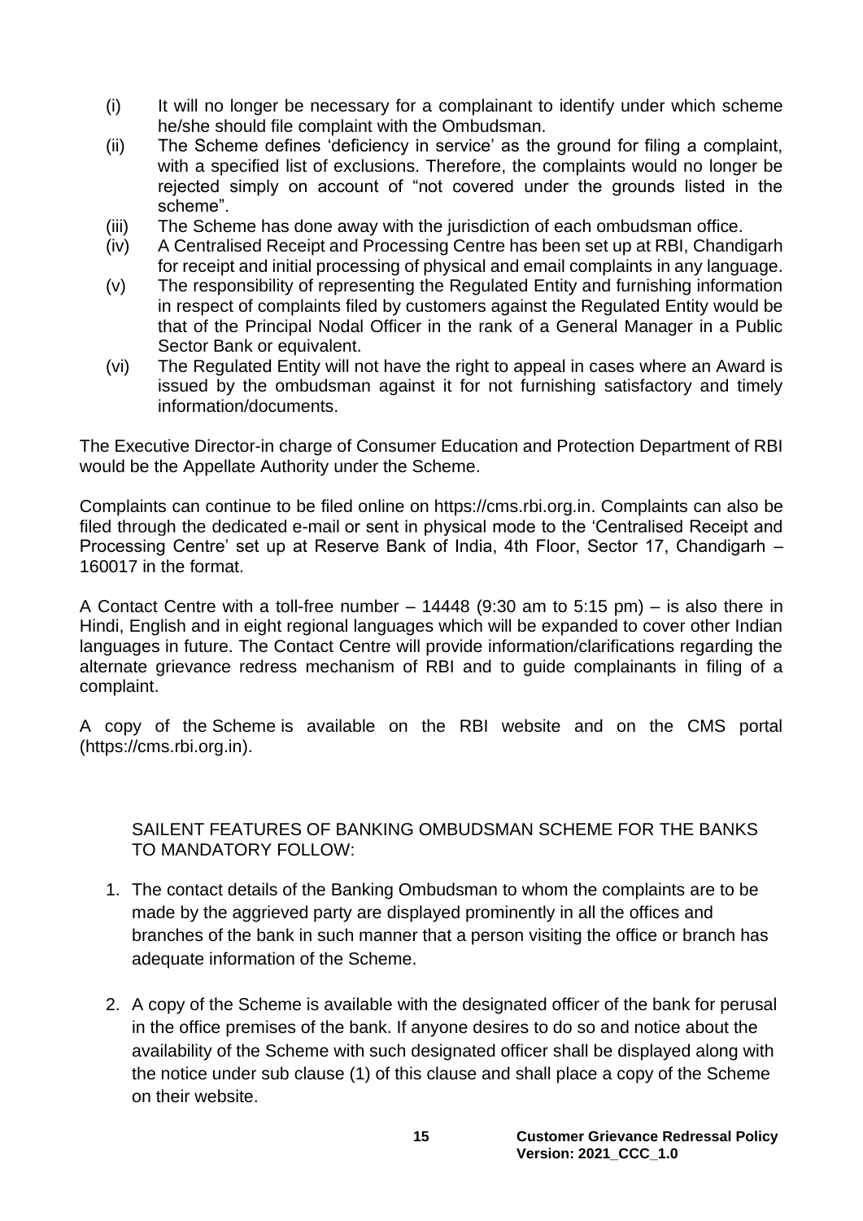(i) It will no longer be necessary for a complainant to identify under which scheme he/she should file complaint with the Ombudsman.

(ii) The Scheme defines 'deficiency in service' as the ground for filing a complaint, with a specified list of exclusions. Therefore, the complaints would no longer be rejected simply on account of "not covered under the grounds listed in the scheme".

(iii) The Scheme has done away with the jurisdiction of each ombudsman office.

(iv) A Centralised Receipt and Processing Centre has been set up at RBI, Chandigarh for receipt and initial processing of physical and email complaints in any language.

(v) The responsibility of representing the Regulated Entity and furnishing information in respect of complaints filed by customers against the Regulated Entity would be that of the Principal Nodal Officer in the rank of a General Manager in a Public Sector Bank or equivalent.

(vi) The Regulated Entity will not have the right to appeal in cases where an Award is issued by the ombudsman against it for not furnishing satisfactory and timely information/documents.

The Executive Director-in charge of Consumer Education and Protection Department of RBI would be the Appellate Authority under the Scheme.

Complaints can continue to be filed online on https://cms.rbi.org.in. Complaints can also be filed through the dedicated e-mail or sent in physical mode to the 'Centralised Receipt and Processing Centre' set up at Reserve Bank of India, 4th Floor, Sector 17, Chandigarh – 160017 in the format.

A Contact Centre with a toll-free number – 14448 (9:30 am to 5:15 pm) – is also there in Hindi, English and in eight regional languages which will be expanded to cover other Indian languages in future. The Contact Centre will provide information/clarifications regarding the alternate grievance redress mechanism of RBI and to guide complainants in filing of a complaint.

A copy of the Scheme is available on the RBI website and on the CMS portal (https://cms.rbi.org.in).

SAILENT FEATURES OF BANKING OMBUDSMAN SCHEME FOR THE BANKS TO MANDATORY FOLLOW:

1. The contact details of the Banking Ombudsman to whom the complaints are to be made by the aggrieved party are displayed prominently in all the offices and branches of the bank in such manner that a person visiting the office or branch has adequate information of the Scheme.

2. A copy of the Scheme is available with the designated officer of the bank for perusal in the office premises of the bank. If anyone desires to do so and notice about the availability of the Scheme with such designated officer shall be displayed along with the notice under sub clause (1) of this clause and shall place a copy of the Scheme on their website.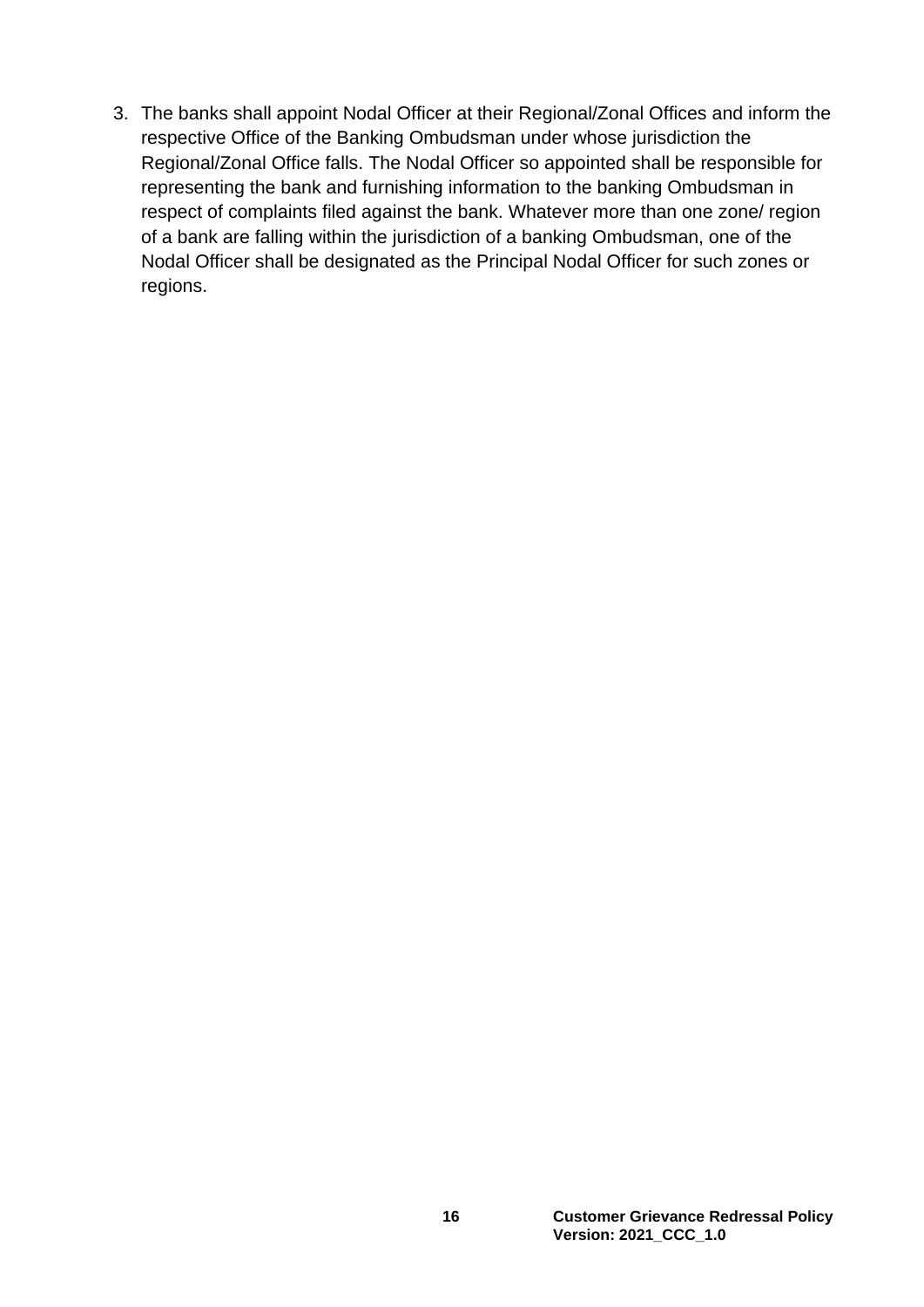3. The banks shall appoint Nodal Officer at their Regional/Zonal Offices and inform the respective Office of the Banking Ombudsman under whose jurisdiction the Regional/Zonal Office falls. The Nodal Officer so appointed shall be responsible for representing the bank and furnishing information to the banking Ombudsman in respect of complaints filed against the bank. Whatever more than one zone/ region of a bank are falling within the jurisdiction of a banking Ombudsman, one of the Nodal Officer shall be designated as the Principal Nodal Officer for such zones or regions.